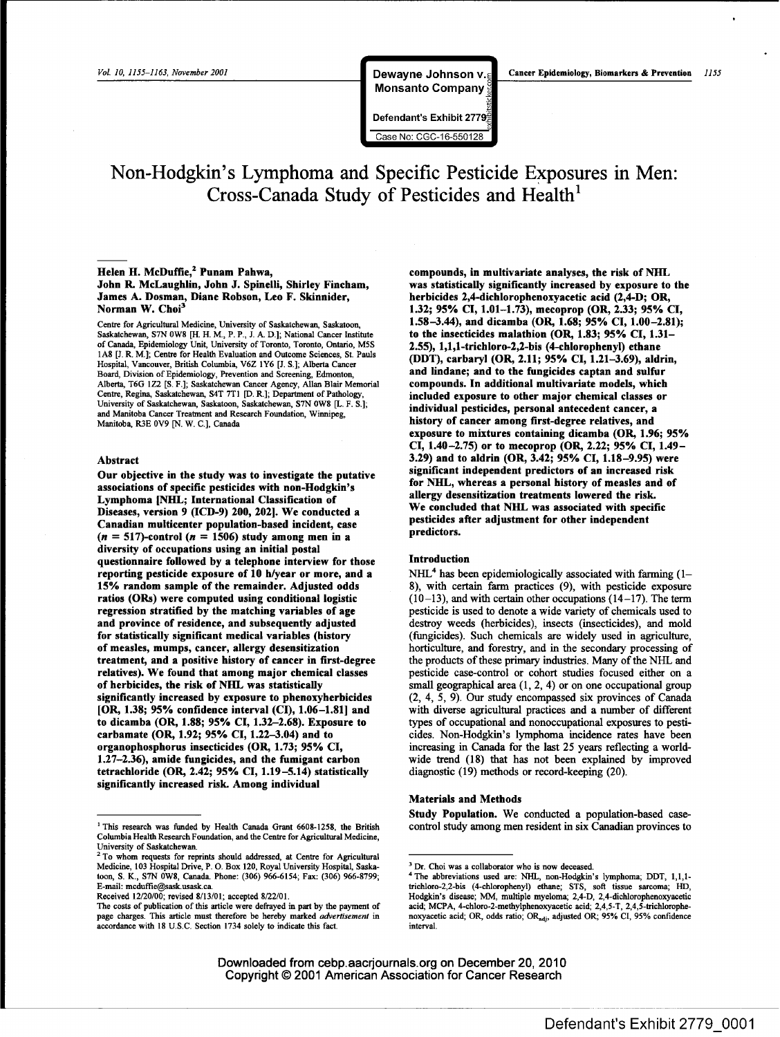# Non-Hodgkin's Lymphoma and Specific Pesticide Exposures in Men: Cross-Canada Study of Pesticides and Health[1]

**Helen H. McDuffie,[2] Punam Pahwa, John R. McLaughlin, John J. Spinelli, Shirley Fincham, James A. Dosman, Diane Robson, Leo F. Skinnider, Norman W. Choi[3]**

Centre for Agricultural Medicine, University of Saskatchewan, Saskatoon, Saskatchewan, S7N 0W8 [H. H. M., P. P., J. A. D.]; National Cancer Institute of Canada, Epidemiology Unit, University of Toronto, Toronto, Ontario, M5S 1A8 [J. R. M.]; Centre for Health Evaluation and Outcome Sciences, St. Pauls Hospital, Vancouver, British Columbia, V6Z 1Y6 [J. S.]; Alberta Cancer Board, Division of Epidemiology, Prevention and Screening, Edmonton, Alberta, T6G 1Z2 [S. F.]; Saskatchewan Cancer Agency, Allan Blair Memorial Centre, Regina, Saskatchewan, S4T 7T1 [D. R.]; Department of Pathology, University of Saskatchewan, Saskatoon, Saskatchewan, S7N 0W8 [L. F. S.]; and Manitoba Cancer Treatment and Research Foundation, Winnipeg, Manitoba, R3E 0V9 [N. W. C.], Canada

## Abstract

**Our objective in the study was to investigate the putative associations of specific pesticides with non-Hodgkin's Lymphoma [NHL; International Classification of Diseases, version 9 (ICD-9) 200, 202]. We conducted a Canadian multicenter population-based incident, case ($n = 517$)-control ($n = 1506$) study among men in a diversity of occupations using an initial postal questionnaire followed by a telephone interview for those reporting pesticide exposure of 10 h/year or more, and a 15% random sample of the remainder. Adjusted odds ratios (ORs) were computed using conditional logistic regression stratified by the matching variables of age and province of residence, and subsequently adjusted for statistically significant medical variables (history of measles, mumps, cancer, allergy desensitization treatment, and a positive history of cancer in first-degree relatives). We found that among major chemical classes of herbicides, the risk of NHL was statistically significantly increased by exposure to phenoxyherbicides [OR, 1.38; 95% confidence interval (CI), 1.06–1.81] and to dicamba (OR, 1.88; 95% CI, 1.32–2.68). Exposure to carbamate (OR, 1.92; 95% CI, 1.22–3.04) and to organophosphorus insecticides (OR, 1.73; 95% CI, 1.27–2.36), amide fungicides, and the fumigant carbon tetrachloride (OR, 2.42; 95% CI, 1.19–5.14) statistically significantly increased risk. Among individual compounds, in multivariate analyses, the risk of NHL was statistically significantly increased by exposure to the herbicides 2,4-dichlorophenoxyacetic acid (2,4-D; OR, 1.32; 95% CI, 1.01–1.73), mecoprop (OR, 2.33; 95% CI, 1.58–3.44), and dicamba (OR, 1.68; 95% CI, 1.00–2.81); to the insecticides malathion (OR, 1.83; 95% CI, 1.31–2.55), 1,1,1-trichloro-2,2-bis (4-chlorophenyl) ethane (DDT), carbaryl (OR, 2.11; 95% CI, 1.21–3.69), aldrin, and lindane; and to the fungicides captan and sulfur compounds. In additional multivariate models, which included exposure to other major chemical classes or individual pesticides, personal antecedent cancer, a history of cancer among first-degree relatives, and exposure to mixtures containing dicamba (OR, 1.96; 95% CI, 1.40–2.75) or to mecoprop (OR, 2.22; 95% CI, 1.49–3.29) and to aldrin (OR, 3.42; 95% CI, 1.18–9.95) were significant independent predictors of an increased risk for NHL, whereas a personal history of measles and of allergy desensitization treatments lowered the risk. We concluded that NHL was associated with specific pesticides after adjustment for other independent predictors.**

## Introduction

NHL[4] has been epidemiologically associated with farming (1–8), with certain farm practices (9), with pesticide exposure (10–13), and with certain other occupations (14–17). The term pesticide is used to denote a wide variety of chemicals used to destroy weeds (herbicides), insects (insecticides), and mold (fungicides). Such chemicals are widely used in agriculture, horticulture, and forestry, and in the secondary processing of the products of these primary industries. Many of the NHL and pesticide case-control or cohort studies focused either on a small geographical area (1, 2, 4) or on one occupational group (2, 4, 5, 9). Our study encompassed six provinces of Canada with diverse agricultural practices and a number of different types of occupational and nonoccupational exposures to pesticides. Non-Hodgkin's lymphoma incidence rates have been increasing in Canada for the last 25 years reflecting a worldwide trend (18) that has not been explained by improved diagnostic (19) methods or record-keeping (20).

## Materials and Methods

**Study Population.** We conducted a population-based case-control study among men resident in six Canadian provinces to

---

[1] This research was funded by Health Canada Grant 6608-1258, the British Columbia Health Research Foundation, and the Centre for Agricultural Medicine, University of Saskatchewan.

[2] To whom requests for reprints should addressed, at Centre for Agricultural Medicine, 103 Hospital Drive, P. O. Box 120, Royal University Hospital, Saskatoon, S. K., S7N 0W8, Canada. Phone: (306) 966-6154; Fax: (306) 966-8799; E-mail: mcduffie@sask.usask.ca.

Received 12/20/00; revised 8/13/01; accepted 8/22/01.

The costs of publication of this article were defrayed in part by the payment of page charges. This article must therefore be hereby marked *advertisement* in accordance with 18 U.S.C. Section 1734 solely to indicate this fact.

[3] Dr. Choi was a collaborator who is now deceased.

[4] The abbreviations used are: NHL, non-Hodgkin's lymphoma; DDT, 1,1,1-trichloro-2,2-bis (4-chlorophenyl) ethane; STS, soft tissue sarcoma; HD, Hodgkin's disease; MM, multiple myeloma; 2,4-D, 2,4-dichlorophenoxyacetic acid; MCPA, 4-chloro-2-methylphenoxyacetic acid; 2,4,5-T, 2,4,5-trichlorophenoxyacetic acid; OR, odds ratio; $OR_{adj}$, adjusted OR; 95% CI, 95% confidence interval.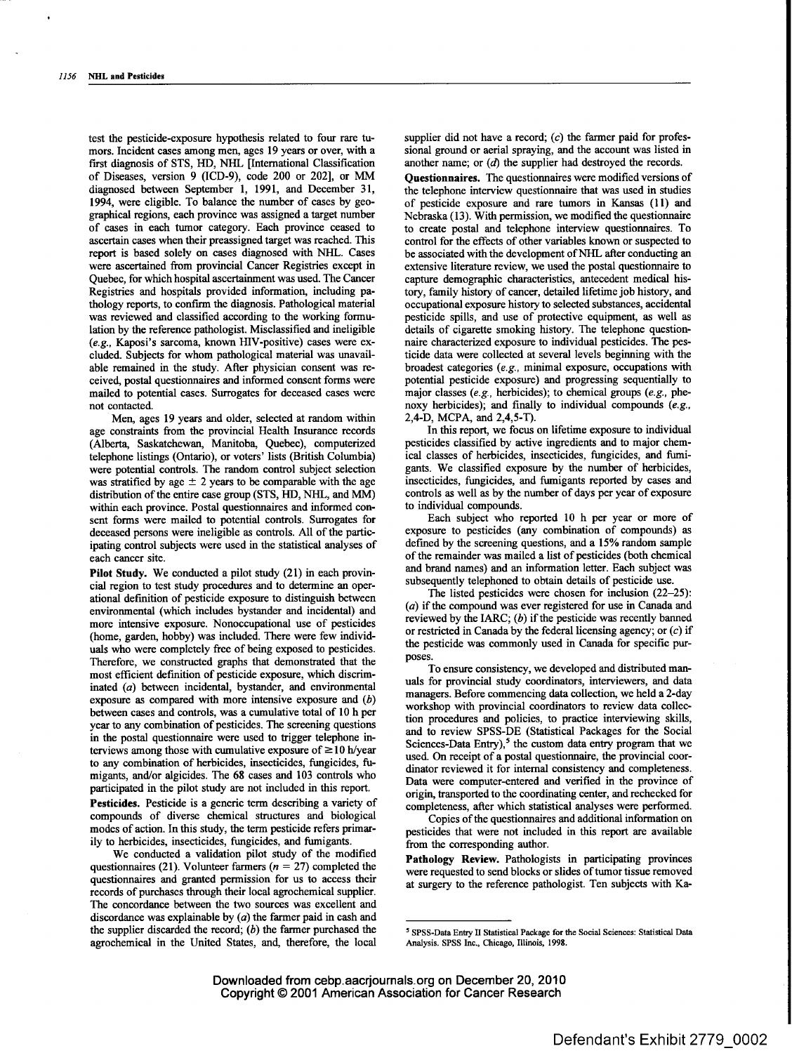test the pesticide-exposure hypothesis related to four rare tumors. Incident cases among men, ages 19 years or over, with a first diagnosis of STS, HD, NHL [International Classification of Diseases, version 9 (ICD-9), code 200 or 202], or MM diagnosed between September 1, 1991, and December 31, 1994, were eligible. To balance the number of cases by geographical regions, each province was assigned a target number of cases in each tumor category. Each province ceased to ascertain cases when their preassigned target was reached. This report is based solely on cases diagnosed with NHL. Cases were ascertained from provincial Cancer Registries except in Quebec, for which hospital ascertainment was used. The Cancer Registries and hospitals provided information, including pathology reports, to confirm the diagnosis. Pathological material was reviewed and classified according to the working formulation by the reference pathologist. Misclassified and ineligible (*e.g.*, Kaposi's sarcoma, known HIV-positive) cases were excluded. Subjects for whom pathological material was unavailable remained in the study. After physician consent was received, postal questionnaires and informed consent forms were mailed to potential cases. Surrogates for deceased cases were not contacted.

Men, ages 19 years and older, selected at random within age constraints from the provincial Health Insurance records (Alberta, Saskatchewan, Manitoba, Quebec), computerized telephone listings (Ontario), or voters' lists (British Columbia) were potential controls. The random control subject selection was stratified by age ± 2 years to be comparable with the age distribution of the entire case group (STS, HD, NHL, and MM) within each province. Postal questionnaires and informed consent forms were mailed to potential controls. Surrogates for deceased persons were ineligible as controls. All of the participating control subjects were used in the statistical analyses of each cancer site.

**Pilot Study.** We conducted a pilot study (21) in each provincial region to test study procedures and to determine an operational definition of pesticide exposure to distinguish between environmental (which includes bystander and incidental) and more intensive exposure. Nonoccupational use of pesticides (home, garden, hobby) was included. There were few individuals who were completely free of being exposed to pesticides. Therefore, we constructed graphs that demonstrated that the most efficient definition of pesticide exposure, which discriminated (*a*) between incidental, bystander, and environmental exposure as compared with more intensive exposure and (*b*) between cases and controls, was a cumulative total of 10 h per year to any combination of pesticides. The screening questions in the postal questionnaire were used to trigger telephone interviews among those with cumulative exposure of ≥10 h/year to any combination of herbicides, insecticides, fungicides, fumigants, and/or algicides. The 68 cases and 103 controls who participated in the pilot study are not included in this report.

**Pesticides.** Pesticide is a generic term describing a variety of compounds of diverse chemical structures and biological modes of action. In this study, the term pesticide refers primarily to herbicides, insecticides, fungicides, and fumigants.

We conducted a validation pilot study of the modified questionnaires (21). Volunteer farmers ($n = 27$) completed the questionnaires and granted permission for us to access their records of purchases through their local agrochemical supplier. The concordance between the two sources was excellent and discordance was explainable by (*a*) the farmer paid in cash and the supplier discarded the record; (*b*) the farmer purchased the agrochemical in the United States, and, therefore, the local supplier did not have a record; (*c*) the farmer paid for professional ground or aerial spraying, and the account was listed in another name; or (*d*) the supplier had destroyed the records.

**Questionnaires.** The questionnaires were modified versions of the telephone interview questionnaire that was used in studies of pesticide exposure and rare tumors in Kansas (11) and Nebraska (13). With permission, we modified the questionnaire to create postal and telephone interview questionnaires. To control for the effects of other variables known or suspected to be associated with the development of NHL after conducting an extensive literature review, we used the postal questionnaire to capture demographic characteristics, antecedent medical history, family history of cancer, detailed lifetime job history, and occupational exposure history to selected substances, accidental pesticide spills, and use of protective equipment, as well as details of cigarette smoking history. The telephone questionnaire characterized exposure to individual pesticides. The pesticide data were collected at several levels beginning with the broadest categories (*e.g.*, minimal exposure, occupations with potential pesticide exposure) and progressing sequentially to major classes (*e.g.*, herbicides); to chemical groups (*e.g.*, phenoxy herbicides); and finally to individual compounds (*e.g.*, 2,4-D, MCPA, and 2,4,5-T).

In this report, we focus on lifetime exposure to individual pesticides classified by active ingredients and to major chemical classes of herbicides, insecticides, fungicides, and fumigants. We classified exposure by the number of herbicides, insecticides, fungicides, and fumigants reported by cases and controls as well as by the number of days per year of exposure to individual compounds.

Each subject who reported 10 h per year or more of exposure to pesticides (any combination of compounds) as defined by the screening questions, and a 15% random sample of the remainder was mailed a list of pesticides (both chemical and brand names) and an information letter. Each subject was subsequently telephoned to obtain details of pesticide use.

The listed pesticides were chosen for inclusion (22–25): (*a*) if the compound was ever registered for use in Canada and reviewed by the IARC; (*b*) if the pesticide was recently banned or restricted in Canada by the federal licensing agency; or (*c*) if the pesticide was commonly used in Canada for specific purposes.

To ensure consistency, we developed and distributed manuals for provincial study coordinators, interviewers, and data managers. Before commencing data collection, we held a 2-day workshop with provincial coordinators to review data collection procedures and policies, to practice interviewing skills, and to review SPSS-DE (Statistical Packages for the Social Sciences-Data Entry),[5] the custom data entry program that we used. On receipt of a postal questionnaire, the provincial coordinator reviewed it for internal consistency and completeness. Data were computer-entered and verified in the province of origin, transported to the coordinating center, and rechecked for completeness, after which statistical analyses were performed.

Copies of the questionnaires and additional information on pesticides that were not included in this report are available from the corresponding author.

**Pathology Review.** Pathologists in participating provinces were requested to send blocks or slides of tumor tissue removed at surgery to the reference pathologist. Ten subjects with Ka-

---

[5] SPSS-Data Entry II Statistical Package for the Social Sciences: Statistical Data Analysis. SPSS Inc., Chicago, Illinois, 1998.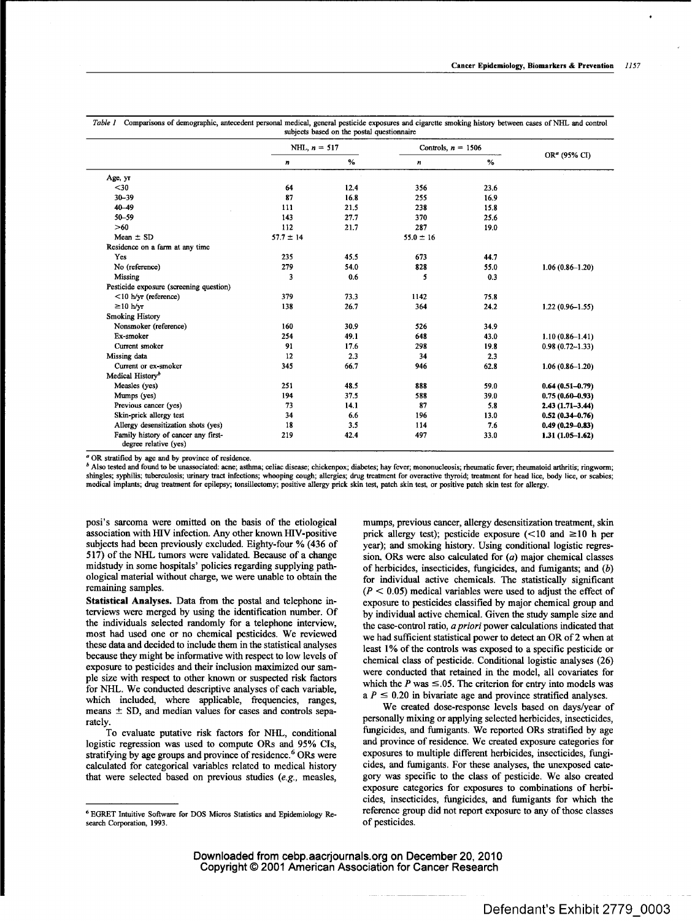*Table 1* Comparisons of demographic, antecedent personal medical, general pesticide exposures and cigarette smoking history between cases of NHL and control subjects based on the postal questionnaire

| | NHL, *n* = 517 | | Controls, *n* = 1506 | | OR[a] (95% CI) |
|---|---|---|---|---|---|
| | *n* | % | *n* | % | |
| Age, yr | | | | | |
| <30 | 64 | 12.4 | 356 | 23.6 | |
| 30–39 | 87 | 16.8 | 255 | 16.9 | |
| 40–49 | 111 | 21.5 | 238 | 15.8 | |
| 50–59 | 143 | 27.7 | 370 | 25.6 | |
| >60 | 112 | 21.7 | 287 | 19.0 | |
| Mean ± SD | 57.7 ± 14 | | 55.0 ± 16 | | |
| Residence on a farm at any time | | | | | |
| Yes | 235 | 45.5 | 673 | 44.7 | |
| No (reference) | 279 | 54.0 | 828 | 55.0 | 1.06 (0.86–1.20) |
| Missing | 3 | 0.6 | 5 | 0.3 | |
| Pesticide exposure (screening question) | | | | | |
| <10 h/yr (reference) | 379 | 73.3 | 1142 | 75.8 | |
| ≥10 h/yr | 138 | 26.7 | 364 | 24.2 | 1.22 (0.96–1.55) |
| Smoking History | | | | | |
| Nonsmoker (reference) | 160 | 30.9 | 526 | 34.9 | |
| Ex-smoker | 254 | 49.1 | 648 | 43.0 | 1.10 (0.86–1.41) |
| Current smoker | 91 | 17.6 | 298 | 19.8 | 0.98 (0.72–1.33) |
| Missing data | 12 | 2.3 | 34 | 2.3 | |
| Current or ex-smoker | 345 | 66.7 | 946 | 62.8 | 1.06 (0.86–1.20) |
| Medical History[b] | | | | | |
| Measles (yes) | 251 | 48.5 | 888 | 59.0 | **0.64 (0.51–0.79)** |
| Mumps (yes) | 194 | 37.5 | 588 | 39.0 | **0.75 (0.60–0.93)** |
| Previous cancer (yes) | 73 | 14.1 | 87 | 5.8 | **2.43 (1.71–3.44)** |
| Skin-prick allergy test | 34 | 6.6 | 196 | 13.0 | **0.52 (0.34–0.76)** |
| Allergy desensitization shots (yes) | 18 | 3.5 | 114 | 7.6 | **0.49 (0.29–0.83)** |
| Family history of cancer any first-degree relative (yes) | 219 | 42.4 | 497 | 33.0 | **1.31 (1.05–1.62)** |

[a] OR stratified by age and by province of residence.

[b] Also tested and found to be unassociated: acne; asthma; celiac disease; chickenpox; diabetes; hay fever; mononucleosis; rheumatic fever; rheumatoid arthritis; ringworm; shingles; syphilis; tuberculosis; urinary tract infections; whooping cough; allergies; drug treatment for overactive thyroid; treatment for head lice, body lice, or scabies; medical implants; drug treatment for epilepsy; tonsillectomy; positive allergy prick skin test, patch skin test, or positive patch skin test for allergy.

posi's sarcoma were omitted on the basis of the etiological association with HIV infection. Any other known HIV-positive subjects had been previously excluded. Eighty-four % (436 of 517) of the NHL tumors were validated. Because of a change midstudy in some hospitals' policies regarding supplying pathological material without charge, we were unable to obtain the remaining samples.

**Statistical Analyses.** Data from the postal and telephone interviews were merged by using the identification number. Of the individuals selected randomly for a telephone interview, most had used one or no chemical pesticides. We reviewed these data and decided to include them in the statistical analyses because they might be informative with respect to low levels of exposure to pesticides and their inclusion maximized our sample size with respect to other known or suspected risk factors for NHL. We conducted descriptive analyses of each variable, which included, where applicable, frequencies, ranges, means ± SD, and median values for cases and controls separately.

To evaluate putative risk factors for NHL, conditional logistic regression was used to compute ORs and 95% CIs, stratifying by age groups and province of residence.[6] ORs were calculated for categorical variables related to medical history that were selected based on previous studies (*e.g.*, measles, mumps, previous cancer, allergy desensitization treatment, skin prick allergy test); pesticide exposure (<10 and ≥10 h per year); and smoking history. Using conditional logistic regression, ORs were also calculated for (*a*) major chemical classes of herbicides, insecticides, fungicides, and fumigants; and (*b*) for individual active chemicals. The statistically significant ($P < 0.05$) medical variables were used to adjust the effect of exposure to pesticides classified by major chemical group and by individual active chemical. Given the study sample size and the case-control ratio, *a priori* power calculations indicated that we had sufficient statistical power to detect an OR of 2 when at least 1% of the controls was exposed to a specific pesticide or chemical class of pesticide. Conditional logistic analyses (26) were conducted that retained in the model, all covariates for which the $P$ was ≤.05. The criterion for entry into models was a $P \leq 0.20$ in bivariate age and province stratified analyses.

We created dose-response levels based on days/year of personally mixing or applying selected herbicides, insecticides, fungicides, and fumigants. We reported ORs stratified by age and province of residence. We created exposure categories for exposures to multiple different herbicides, insecticides, fungicides, and fumigants. For these analyses, the unexposed category was specific to the class of pesticide. We also created exposure categories for exposures to combinations of herbicides, insecticides, fungicides, and fumigants for which the reference group did not report exposure to any of those classes of pesticides.

[6] EGRET Intuitive Software for DOS Micros Statistics and Epidemiology Research Corporation, 1993.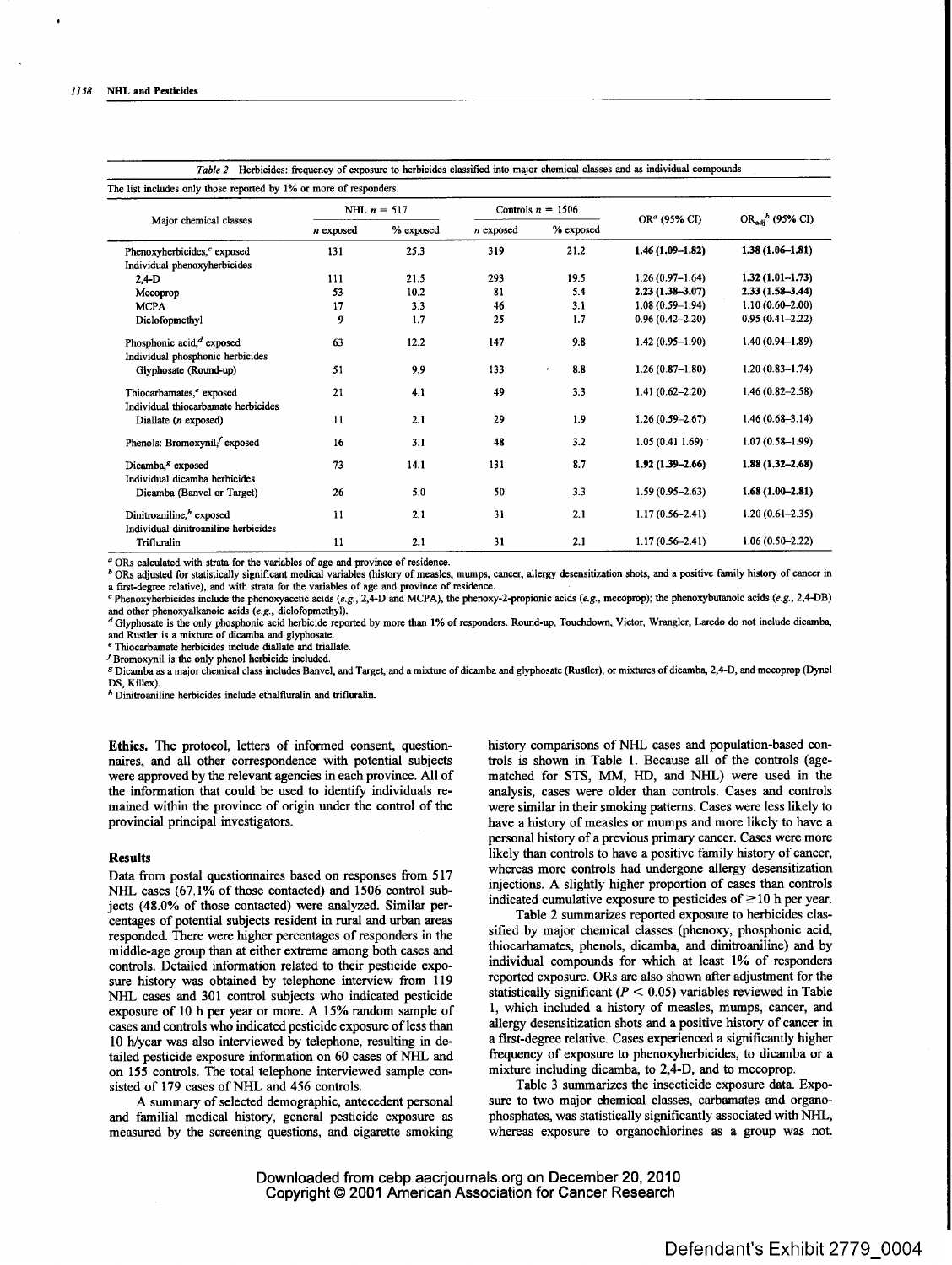*Table 2* Herbicides: frequency of exposure to herbicides classified into major chemical classes and as individual compounds

The list includes only those reported by 1% or more of responders.

| Major chemical classes | NHL $n$ = 517 | | Controls $n$ = 1506 | | OR[a] (95% CI) | OR$_{adj}$[b] (95% CI) |
|---|---|---|---|---|---|---|
| | $n$ exposed | % exposed | $n$ exposed | % exposed | | |
| Phenoxyherbicides,[c] exposed | 131 | 25.3 | 319 | 21.2 | **1.46 (1.09–1.82)** | **1.38 (1.06–1.81)** |
| Individual phenoxyherbicides | | | | | | |
| 2,4-D | 111 | 21.5 | 293 | 19.5 | 1.26 (0.97–1.64) | **1.32 (1.01–1.73)** |
| Mecoprop | 53 | 10.2 | 81 | 5.4 | **2.23 (1.38–3.07)** | **2.33 (1.58–3.44)** |
| MCPA | 17 | 3.3 | 46 | 3.1 | 1.08 (0.59–1.94) | 1.10 (0.60–2.00) |
| Diclofopmethyl | 9 | 1.7 | 25 | 1.7 | 0.96 (0.42–2.20) | 0.95 (0.41–2.22) |
| Phosphonic acid,[d] exposed | 63 | 12.2 | 147 | 9.8 | 1.42 (0.95–1.90) | 1.40 (0.94–1.89) |
| Individual phosphonic herbicides | | | | | | |
| Glyphosate (Round-up) | 51 | 9.9 | 133 | 8.8 | 1.26 (0.87–1.80) | 1.20 (0.83–1.74) |
| Thiocarbamates,[e] exposed | 21 | 4.1 | 49 | 3.3 | 1.41 (0.62–2.20) | 1.46 (0.82–2.58) |
| Individual thiocarbamate herbicides | | | | | | |
| Diallate ($n$ exposed) | 11 | 2.1 | 29 | 1.9 | 1.26 (0.59–2.67) | 1.46 (0.68–3.14) |
| Phenols: Bromoxynil,[f] exposed | 16 | 3.1 | 48 | 3.2 | 1.05 (0.41 1.69) | 1.07 (0.58–1.99) |
| Dicamba,[g] exposed | 73 | 14.1 | 131 | 8.7 | **1.92 (1.39–2.66)** | **1.88 (1.32–2.68)** |
| Individual dicamba herbicides | | | | | | |
| Dicamba (Banvel or Target) | 26 | 5.0 | 50 | 3.3 | 1.59 (0.95–2.63) | **1.68 (1.00–2.81)** |
| Dinitroaniline,[h] exposed | 11 | 2.1 | 31 | 2.1 | 1.17 (0.56–2.41) | 1.20 (0.61–2.35) |
| Individual dinitroaniline herbicides | | | | | | |
| Trifluralin | 11 | 2.1 | 31 | 2.1 | 1.17 (0.56–2.41) | 1.06 (0.50–2.22) |

[a] ORs calculated with strata for the variables of age and province of residence.
[b] ORs adjusted for statistically significant medical variables (history of measles, mumps, cancer, allergy desensitization shots, and a positive family history of cancer in a first-degree relative), and with strata for the variables of age and province of residence.
[c] Phenoxyherbicides include the phenoxyacetic acids (*e.g.*, 2,4-D and MCPA), the phenoxy-2-propionic acids (*e.g.*, mecoprop); the phenoxybutanoic acids (*e.g.*, 2,4-DB) and other phenoxyalkanoic acids (*e.g.*, diclofopmethyl).
[d] Glyphosate is the only phosphonic acid herbicide reported by more than 1% of responders. Round-up, Touchdown, Victor, Wrangler, Laredo do not include dicamba, and Rustler is a mixture of dicamba and glyphosate.
[e] Thiocarbamate herbicides include diallate and triallate.
[f] Bromoxynil is the only phenol herbicide included.
[g] Dicamba as a major chemical class includes Banvel, and Target, and a mixture of dicamba and glyphosate (Rustler), or mixtures of dicamba, 2,4-D, and mecoprop (Dynel DS, Killex).
[h] Dinitroaniline herbicides include ethalfluralin and trifluralin.

**Ethics.** The protocol, letters of informed consent, questionnaires, and all other correspondence with potential subjects were approved by the relevant agencies in each province. All of the information that could be used to identify individuals remained within the province of origin under the control of the provincial principal investigators.

## Results

Data from postal questionnaires based on responses from 517 NHL cases (67.1% of those contacted) and 1506 control subjects (48.0% of those contacted) were analyzed. Similar percentages of potential subjects resident in rural and urban areas responded. There were higher percentages of responders in the middle-age group than at either extreme among both cases and controls. Detailed information related to their pesticide exposure history was obtained by telephone interview from 119 NHL cases and 301 control subjects who indicated pesticide exposure of 10 h per year or more. A 15% random sample of cases and controls who indicated pesticide exposure of less than 10 h/year was also interviewed by telephone, resulting in detailed pesticide exposure information on 60 cases of NHL and on 155 controls. The total telephone interviewed sample consisted of 179 cases of NHL and 456 controls.

A summary of selected demographic, antecedent personal and familial medical history, general pesticide exposure as measured by the screening questions, and cigarette smoking history comparisons of NHL cases and population-based controls is shown in Table 1. Because all of the controls (age-matched for STS, MM, HD, and NHL) were used in the analysis, cases were older than controls. Cases and controls were similar in their smoking patterns. Cases were less likely to have a history of measles or mumps and more likely to have a personal history of a previous primary cancer. Cases were more likely than controls to have a positive family history of cancer, whereas more controls had undergone allergy desensitization injections. A slightly higher proportion of cases than controls indicated cumulative exposure to pesticides of ≥10 h per year.

Table 2 summarizes reported exposure to herbicides classified by major chemical classes (phenoxy, phosphonic acid, thiocarbamates, phenols, dicamba, and dinitroaniline) and by individual compounds for which at least 1% of responders reported exposure. ORs are also shown after adjustment for the statistically significant ($P < 0.05$) variables reviewed in Table 1, which included a history of measles, mumps, cancer, and allergy desensitization shots and a positive history of cancer in a first-degree relative. Cases experienced a significantly higher frequency of exposure to phenoxyherbicides, to dicamba or a mixture including dicamba, to 2,4-D, and to mecoprop.

Table 3 summarizes the insecticide exposure data. Exposure to two major chemical classes, carbamates and organophosphates, was statistically significantly associated with NHL, whereas exposure to organochlorines as a group was not.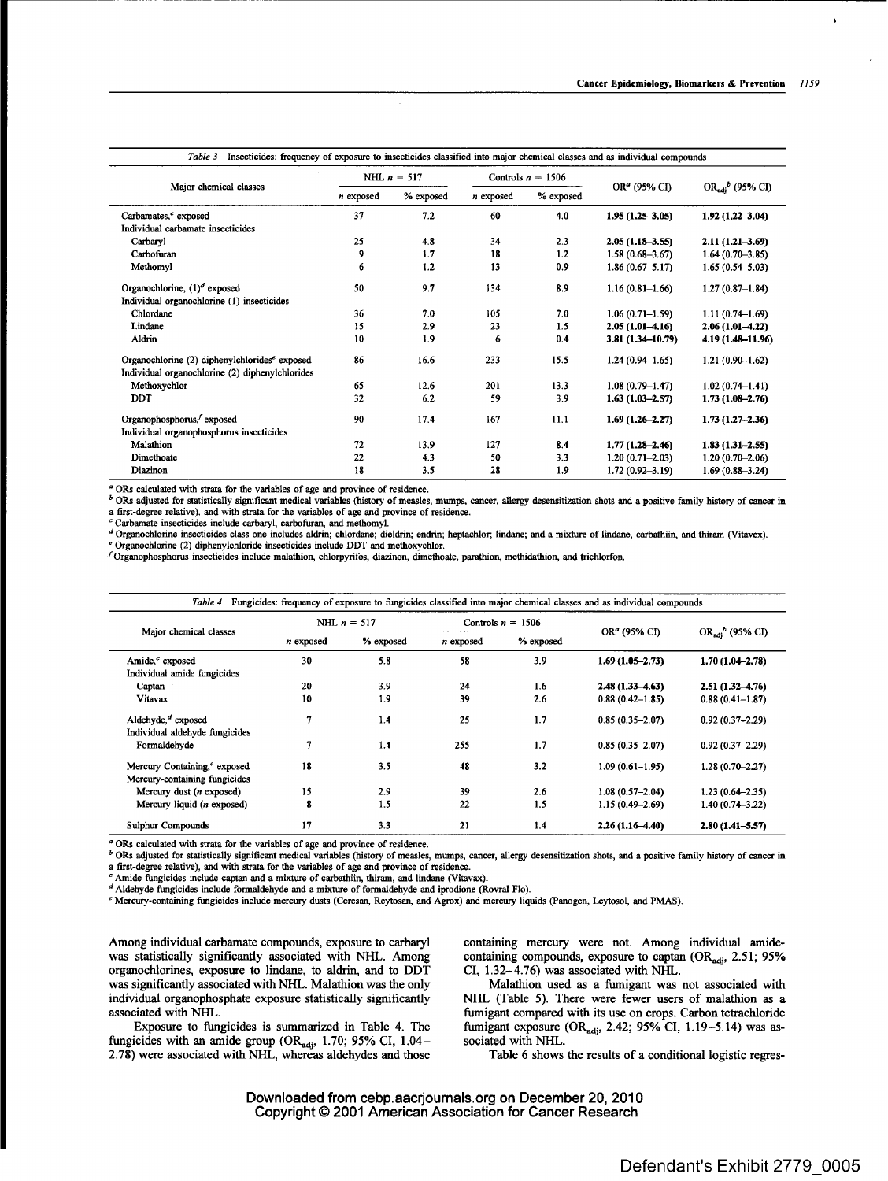*Table 3* Insecticides: frequency of exposure to insecticides classified into major chemical classes and as individual compounds

| Major chemical classes | NHL $n$ = 517 | | Controls $n$ = 1506 | | OR[a] (95% CI) | $OR_{adj}$[b] (95% CI) |
|---|---|---|---|---|---|---|
| | $n$ exposed | % exposed | $n$ exposed | % exposed | | |
| Carbamates,[c] exposed | 37 | 7.2 | 60 | 4.0 | **1.95 (1.25–3.05)** | **1.92 (1.22–3.04)** |
| Individual carbamate insecticides | | | | | | |
| Carbaryl | 25 | 4.8 | 34 | 2.3 | **2.05 (1.18–3.55)** | **2.11 (1.21–3.69)** |
| Carbofuran | 9 | 1.7 | 18 | 1.2 | 1.58 (0.68–3.67) | 1.64 (0.70–3.85) |
| Methomyl | 6 | 1.2 | 13 | 0.9 | 1.86 (0.67–5.17) | 1.65 (0.54–5.03) |
| Organochlorine, (1)[d] exposed | 50 | 9.7 | 134 | 8.9 | 1.16 (0.81–1.66) | 1.27 (0.87–1.84) |
| Individual organochlorine (1) insecticides | | | | | | |
| Chlordane | 36 | 7.0 | 105 | 7.0 | 1.06 (0.71–1.59) | 1.11 (0.74–1.69) |
| Lindane | 15 | 2.9 | 23 | 1.5 | **2.05 (1.01–4.16)** | **2.06 (1.01–4.22)** |
| Aldrin | 10 | 1.9 | 6 | 0.4 | **3.81 (1.34–10.79)** | **4.19 (1.48–11.96)** |
| Organochlorine (2) diphenylchlorides[e] exposed | 86 | 16.6 | 233 | 15.5 | 1.24 (0.94–1.65) | 1.21 (0.90–1.62) |
| Individual organochlorine (2) diphenylchlorides | | | | | | |
| Methoxychlor | 65 | 12.6 | 201 | 13.3 | 1.08 (0.79–1.47) | 1.02 (0.74–1.41) |
| DDT | 32 | 6.2 | 59 | 3.9 | **1.63 (1.03–2.57)** | **1.73 (1.08–2.76)** |
| Organophosphorus,[f] exposed | 90 | 17.4 | 167 | 11.1 | **1.69 (1.26–2.27)** | **1.73 (1.27–2.36)** |
| Individual organophosphorus insecticides | | | | | | |
| Malathion | 72 | 13.9 | 127 | 8.4 | **1.77 (1.28–2.46)** | **1.83 (1.31–2.55)** |
| Dimethoate | 22 | 4.3 | 50 | 3.3 | 1.20 (0.71–2.03) | 1.20 (0.70–2.06) |
| Diazinon | 18 | 3.5 | 28 | 1.9 | 1.72 (0.92–3.19) | 1.69 (0.88–3.24) |

[a] ORs calculated with strata for the variables of age and province of residence.
[b] ORs adjusted for statistically significant medical variables (history of measles, mumps, cancer, allergy desensitization shots and a positive family history of cancer in a first-degree relative), and with strata for the variables of age and province of residence.
[c] Carbamate insecticides include carbaryl, carbofuran, and methomyl.
[d] Organochlorine insecticides class one includes aldrin; chlordane; dieldrin; endrin; heptachlor; lindane; and a mixture of lindane, carbathiin, and thiram (Vitavex).
[e] Organochlorine (2) diphenylchloride insecticides include DDT and methoxychlor.
[f] Organophosphorus insecticides include malathion, chlorpyrifos, diazinon, dimethoate, parathion, methidathion, and trichlorfon.

*Table 4* Fungicides: frequency of exposure to fungicides classified into major chemical classes and as individual compounds

| Major chemical classes | NHL $n$ = 517 | | Controls $n$ = 1506 | | OR[a] (95% CI) | $OR_{adj}$[b] (95% CI) |
|---|---|---|---|---|---|---|
| | $n$ exposed | % exposed | $n$ exposed | % exposed | | |
| Amide,[c] exposed | 30 | 5.8 | 58 | 3.9 | **1.69 (1.05–2.73)** | **1.70 (1.04–2.78)** |
| Individual amide fungicides | | | | | | |
| Captan | 20 | 3.9 | 24 | 1.6 | **2.48 (1.33–4.63)** | **2.51 (1.32–4.76)** |
| Vitavax | 10 | 1.9 | 39 | 2.6 | 0.88 (0.42–1.85) | 0.88 (0.41–1.87) |
| Aldehyde,[d] exposed | 7 | 1.4 | 25 | 1.7 | 0.85 (0.35–2.07) | 0.92 (0.37–2.29) |
| Individual aldehyde fungicides | | | | | | |
| Formaldehyde | 7 | 1.4 | 255 | 1.7 | 0.85 (0.35–2.07) | 0.92 (0.37–2.29) |
| Mercury Containing,[e] exposed | 18 | 3.5 | 48 | 3.2 | 1.09 (0.61–1.95) | 1.28 (0.70–2.27) |
| Mercury-containing fungicides | | | | | | |
| Mercury dust ($n$ exposed) | 15 | 2.9 | 39 | 2.6 | 1.08 (0.57–2.04) | 1.23 (0.64–2.35) |
| Mercury liquid ($n$ exposed) | 8 | 1.5 | 22 | 1.5 | 1.15 (0.49–2.69) | 1.40 (0.74–3.22) |
| Sulphur Compounds | 17 | 3.3 | 21 | 1.4 | **2.26 (1.16–4.40)** | **2.80 (1.41–5.57)** |

[a] ORs calculated with strata for the variables of age and province of residence.
[b] ORs adjusted for statistically significant medical variables (history of measles, mumps, cancer, allergy desensitization shots, and a positive family history of cancer in a first-degree relative), and with strata for the variables of age and province of residence.
[c] Amide fungicides include captan and a mixture of carbathiin, thiram, and lindane (Vitavax).
[d] Aldehyde fungicides include formaldehyde and a mixture of formaldehyde and iprodione (Rovral Flo).
[e] Mercury-containing fungicides include mercury dusts (Ceresan, Reytosan, and Agrox) and mercury liquids (Panogen, Leytosol, and PMAS).

Among individual carbamate compounds, exposure to carbaryl was statistically significantly associated with NHL. Among organochlorines, exposure to lindane, to aldrin, and to DDT was significantly associated with NHL. Malathion was the only individual organophosphate exposure statistically significantly associated with NHL.

Exposure to fungicides is summarized in Table 4. The fungicides with an amide group ($OR_{adj}$, 1.70; 95% CI, 1.04–2.78) were associated with NHL, whereas aldehydes and those containing mercury were not. Among individual amide-containing compounds, exposure to captan ($OR_{adj}$, 2.51; 95% CI, 1.32–4.76) was associated with NHL.

Malathion used as a fumigant was not associated with NHL (Table 5). There were fewer users of malathion as a fumigant compared with its use on crops. Carbon tetrachloride fumigant exposure ($OR_{adj}$, 2.42; 95% CI, 1.19–5.14) was associated with NHL.

Table 6 shows the results of a conditional logistic regres-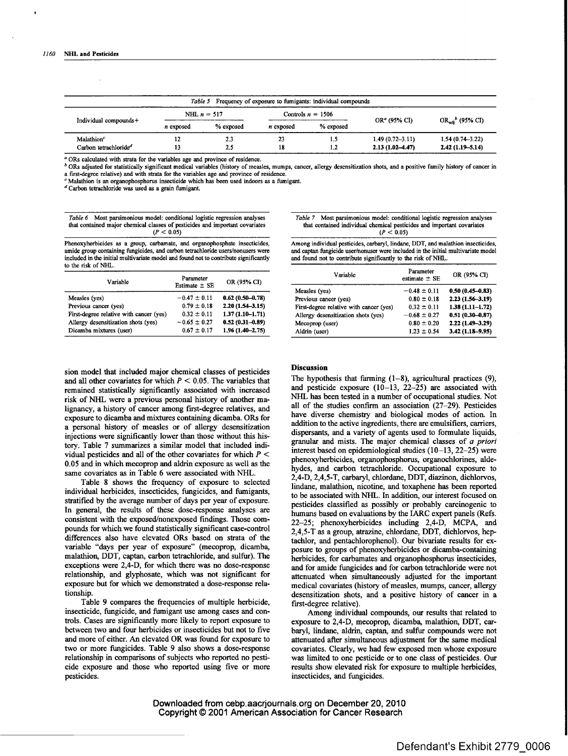*Table 5* Frequency of exposure to fumigants: individual compounds

| Individual compounds+ | NHL $n$ = 517 | | Controls $n$ = 1506 | | OR[a] (95% CI) | $OR_{adj}$[b] (95% CI) |
|---|---|---|---|---|---|---|
| | $n$ exposed | % exposed | $n$ exposed | % exposed | | |
| Malathion[c] | 12 | 2.3 | 23 | 1.5 | 1.49 (0.72–3.11) | 1.54 (0.74–3.22) |
| Carbon tetrachloride[d] | 13 | 2.5 | 18 | 1.2 | **2.13 (1.02–4.47)** | **2.42 (1.19–5.14)** |

[a] ORs calculated with strata for the variables age and province of residence.
[b] ORs adjusted for statistically significant medical variables (history of measles, mumps, cancer, allergy desensitization shots, and a positive family history of cancer in a first-degree relative) and with strata for the variables age and province of residence.
[c] Malathion is an organophosphorus insecticide which has been used indoors as a fumigant.
[d] Carbon tetrachloride was used as a grain fumigant.

*Table 6* Most parsimonious model: conditional logistic regression analyses that contained major chemical classes of pesticides and important covariates ($P < 0.05$)

Phenoxyherbicides as a group, carbamate, and organophosphate insecticides, amide group containing fungicides, and carbon tetrachloride users/nonusers were included in the initial multivariate model and found not to contribute significantly to the risk of NHL.

| Variable | Parameter Estimate ± SE | OR (95% CI) |
|---|---|---|
| Measles (yes) | −0.47 ± 0.11 | **0.62 (0.50–0.78)** |
| Previous cancer (yes) | 0.79 ± 0.18 | **2.20 (1.54–3.15)** |
| First-degree relative with cancer (yes) | 0.32 ± 0.11 | **1.37 (1.10–1.71)** |
| Allergy desensitization shots (yes) | −0.65 ± 0.27 | **0.52 (0.31–0.89)** |
| Dicamba mixtures (user) | 0.67 ± 0.17 | **1.96 (1.40–2.75)** |

*Table 7* Most parsimonious model: conditional logistic regression analyses that contained individual chemical pesticides and important covariates ($P < 0.05$)

Among individual pesticides, carbaryl, lindane, DDT, and malathion insecticides, and captan fungicide user/nonuser were included in the initial multivariate model and found not to contribute significantly to the risk of NHL.

| Variable | Parameter estimate ± SE | OR (95% CI) |
|---|---|---|
| Measles (yes) | −0.48 ± 0.11 | **0.50 (0.45–0.83)** |
| Previous cancer (yes) | 0.80 ± 0.18 | **2.23 (1.56–3.19)** |
| First-degree relative with cancer (yes) | 0.32 ± 0.11 | **1.38 (1.11–1.72)** |
| Allergy desensitization shots (yes) | −0.68 ± 0.27 | **0.51 (0.30–0.87)** |
| Mecoprop (user) | 0.80 ± 0.20 | **2.22 (1.49–3.29)** |
| Aldrin (user) | 1.23 ± 0.54 | **3.42 (1.18–9.95)** |

sion model that included major chemical classes of pesticides and all other covariates for which $P < 0.05$. The variables that remained statistically significantly associated with increased risk of NHL were a previous personal history of another malignancy, a history of cancer among first-degree relatives, and exposure to dicamba and mixtures containing dicamba. ORs for a personal history of measles or of allergy desensitization injections were significantly lower than those without this history. Table 7 summarizes a similar model that included individual pesticides and all of the other covariates for which $P < 0.05$ and in which mecoprop and aldrin exposure as well as the same covariates as in Table 6 were associated with NHL.

Table 8 shows the frequency of exposure to selected individual herbicides, insecticides, fungicides, and fumigants, stratified by the average number of days per year of exposure. In general, the results of these dose-response analyses are consistent with the exposed/nonexposed findings. Those compounds for which we found statistically significant case-control differences also have elevated ORs based on strata of the variable "days per year of exposure" (mecoprop, dicamba, malathion, DDT, captan, carbon tetrachloride, and sulfur). The exceptions were 2,4-D, for which there was no dose-response relationship, and glyphosate, which was not significant for exposure but for which we demonstrated a dose-response relationship.

Table 9 compares the frequencies of multiple herbicide, insecticide, fungicide, and fumigant use among cases and controls. Cases are significantly more likely to report exposure to between two and four herbicides or insecticides but not to five and more of either. An elevated OR was found for exposure to two or more fungicides. Table 9 also shows a dose-response relationship in comparisons of subjects who reported no pesticide exposure and those who reported using five or more pesticides.

## Discussion

The hypothesis that farming (1–8), agricultural practices (9), and pesticide exposure (10–13, 22–25) are associated with NHL has been tested in a number of occupational studies. Not all of the studies confirm an association (27–29). Pesticides have diverse chemistry and biological modes of action. In addition to the active ingredients, there are emulsifiers, carriers, dispersants, and a variety of agents used to formulate liquids, granular and mists. The major chemical classes of *a priori* interest based on epidemiological studies (10–13, 22–25) were phenoxyherbicides, organophosphorus, organochlorines, aldehydes, and carbon tetrachloride. Occupational exposure to 2,4-D, 2,4,5-T, carbaryl, chlordane, DDT, diazinon, dichlorvos, lindane, malathion, nicotine, and toxaphene has been reported to be associated with NHL. In addition, our interest focused on pesticides classified as possibly or probably carcinogenic to humans based on evaluations by the IARC expert panels (Refs. 22–25; phenoxyherbicides including 2,4-D, MCPA, and 2,4,5-T as a group, atrazine, chlordane, DDT, dichlorvos, heptachlor, and pentachlorophenol). Our bivariate results for exposure to groups of phenoxyherbicides or dicamba-containing herbicides, for carbamates and organophosphorus insecticides, and for amide fungicides and for carbon tetrachloride were not attenuated when simultaneously adjusted for the important medical covariates (history of measles, mumps, cancer, allergy desensitization shots, and a positive history of cancer in a first-degree relative).

Among individual compounds, our results that related to exposure to 2,4-D, mecoprop, dicamba, malathion, DDT, carbaryl, lindane, aldrin, captan, and sulfur compounds were not attenuated after simultaneous adjustment for the same medical covariates. Clearly, we had few exposed men whose exposure was limited to one pesticide or to one class of pesticides. Our results show elevated risk for exposure to multiple herbicides, insecticides, and fungicides.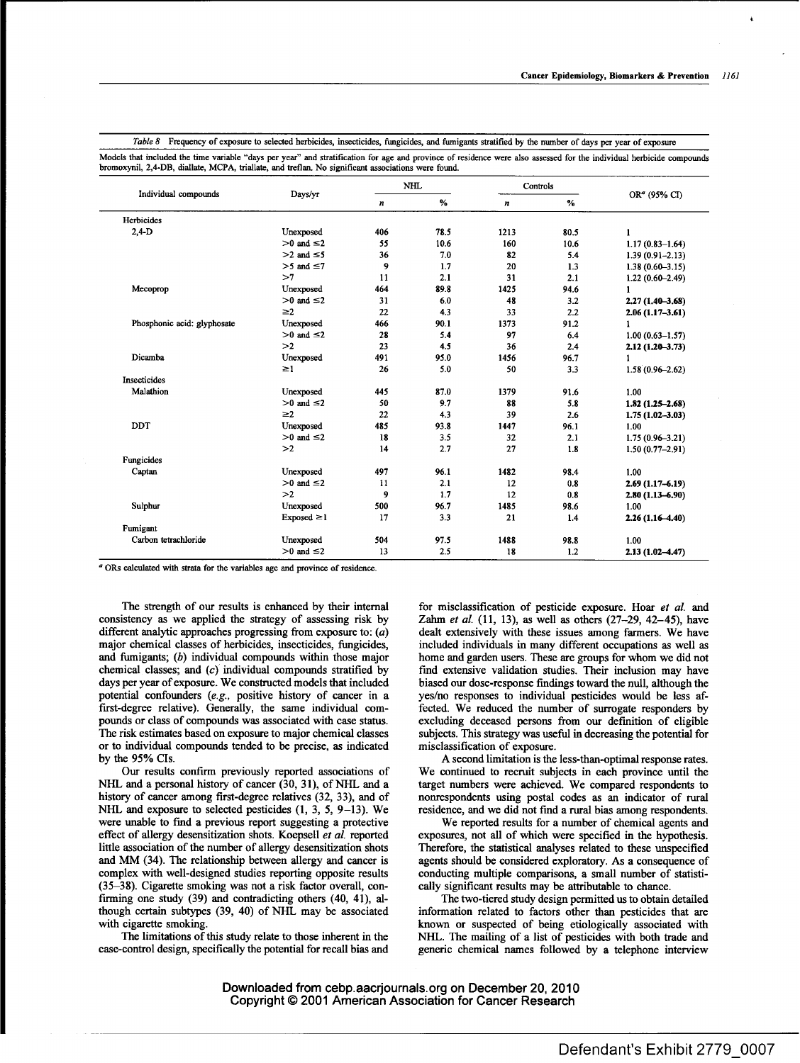*Table 8* Frequency of exposure to selected herbicides, insecticides, fungicides, and fumigants stratified by the number of days per year of exposure

Models that included the time variable "days per year" and stratification for age and province of residence were also assessed for the individual herbicide compounds bromoxynil, 2,4-DB, diallate, MCPA, triallate, and treflan. No significant associations were found.

| Individual compounds | Days/yr | NHL | | Controls | | OR[a] (95% CI) |
|---|---|---|---|---|---|---|
| | | *n* | % | *n* | % | |
| Herbicides | | | | | | |
| 2,4-D | Unexposed | 406 | 78.5 | 1213 | 80.5 | 1 |
| | >0 and ≤2 | 55 | 10.6 | 160 | 10.6 | 1.17 (0.83–1.64) |
| | >2 and ≤5 | 36 | 7.0 | 82 | 5.4 | 1.39 (0.91–2.13) |
| | >5 and ≤7 | 9 | 1.7 | 20 | 1.3 | 1.38 (0.60–3.15) |
| | >7 | 11 | 2.1 | 31 | 2.1 | 1.22 (0.60–2.49) |
| Mecoprop | Unexposed | 464 | 89.8 | 1425 | 94.6 | 1 |
| | >0 and ≤2 | 31 | 6.0 | 48 | 3.2 | **2.27 (1.40–3.68)** |
| | ≥2 | 22 | 4.3 | 33 | 2.2 | **2.06 (1.17–3.61)** |
| Phosphonic acid: glyphosate | Unexposed | 466 | 90.1 | 1373 | 91.2 | 1 |
| | >0 and ≤2 | 28 | 5.4 | 97 | 6.4 | 1.00 (0.63–1.57) |
| | >2 | 23 | 4.5 | 36 | 2.4 | **2.12 (1.20–3.73)** |
| Dicamba | Unexposed | 491 | 95.0 | 1456 | 96.7 | 1 |
| | ≥1 | 26 | 5.0 | 50 | 3.3 | 1.58 (0.96–2.62) |
| Insecticides | | | | | | |
| Malathion | Unexposed | 445 | 87.0 | 1379 | 91.6 | 1.00 |
| | >0 and ≤2 | 50 | 9.7 | 88 | 5.8 | **1.82 (1.25–2.68)** |
| | ≥2 | 22 | 4.3 | 39 | 2.6 | **1.75 (1.02–3.03)** |
| DDT | Unexposed | 485 | 93.8 | 1447 | 96.1 | 1.00 |
| | >0 and ≤2 | 18 | 3.5 | 32 | 2.1 | 1.75 (0.96–3.21) |
| | >2 | 14 | 2.7 | 27 | 1.8 | 1.50 (0.77–2.91) |
| Fungicides | | | | | | |
| Captan | Unexposed | 497 | 96.1 | 1482 | 98.4 | 1.00 |
| | >0 and ≤2 | 11 | 2.1 | 12 | 0.8 | **2.69 (1.17–6.19)** |
| | >2 | 9 | 1.7 | 12 | 0.8 | **2.80 (1.13–6.90)** |
| Sulphur | Unexposed | 500 | 96.7 | 1485 | 98.6 | 1.00 |
| | Exposed ≥1 | 17 | 3.3 | 21 | 1.4 | **2.26 (1.16–4.40)** |
| Fumigant | | | | | | |
| Carbon tetrachloride | Unexposed | 504 | 97.5 | 1488 | 98.8 | 1.00 |
| | >0 and ≤2 | 13 | 2.5 | 18 | 1.2 | **2.13 (1.02–4.47)** |

[a] ORs calculated with strata for the variables age and province of residence.

The strength of our results is enhanced by their internal consistency as we applied the strategy of assessing risk by different analytic approaches progressing from exposure to: (*a*) major chemical classes of herbicides, insecticides, fungicides, and fumigants; (*b*) individual compounds within those major chemical classes; and (*c*) individual compounds stratified by days per year of exposure. We constructed models that included potential confounders (*e.g.*, positive history of cancer in a first-degree relative). Generally, the same individual compounds or class of compounds was associated with case status. The risk estimates based on exposure to major chemical classes or to individual compounds tended to be precise, as indicated by the 95% CIs.

Our results confirm previously reported associations of NHL and a personal history of cancer (30, 31), of NHL and a history of cancer among first-degree relatives (32, 33), and of NHL and exposure to selected pesticides (1, 3, 5, 9–13). We were unable to find a previous report suggesting a protective effect of allergy desensitization shots. Koepsell *et al.* reported little association of the number of allergy desensitization shots and MM (34). The relationship between allergy and cancer is complex with well-designed studies reporting opposite results (35–38). Cigarette smoking was not a risk factor overall, confirming one study (39) and contradicting others (40, 41), although certain subtypes (39, 40) of NHL may be associated with cigarette smoking.

The limitations of this study relate to those inherent in the case-control design, specifically the potential for recall bias and for misclassification of pesticide exposure. Hoar *et al.* and Zahm *et al.* (11, 13), as well as others (27–29, 42–45), have dealt extensively with these issues among farmers. We have included individuals in many different occupations as well as home and garden users. These are groups for whom we did not find extensive validation studies. Their inclusion may have biased our dose-response findings toward the null, although the yes/no responses to individual pesticides would be less affected. We reduced the number of surrogate responders by excluding deceased persons from our definition of eligible subjects. This strategy was useful in decreasing the potential for misclassification of exposure.

A second limitation is the less-than-optimal response rates. We continued to recruit subjects in each province until the target numbers were achieved. We compared respondents to nonrespondents using postal codes as an indicator of rural residence, and we did not find a rural bias among respondents.

We reported results for a number of chemical agents and exposures, not all of which were specified in the hypothesis. Therefore, the statistical analyses related to these unspecified agents should be considered exploratory. As a consequence of conducting multiple comparisons, a small number of statistically significant results may be attributable to chance.

The two-tiered study design permitted us to obtain detailed information related to factors other than pesticides that are known or suspected of being etiologically associated with NHL. The mailing of a list of pesticides with both trade and generic chemical names followed by a telephone interview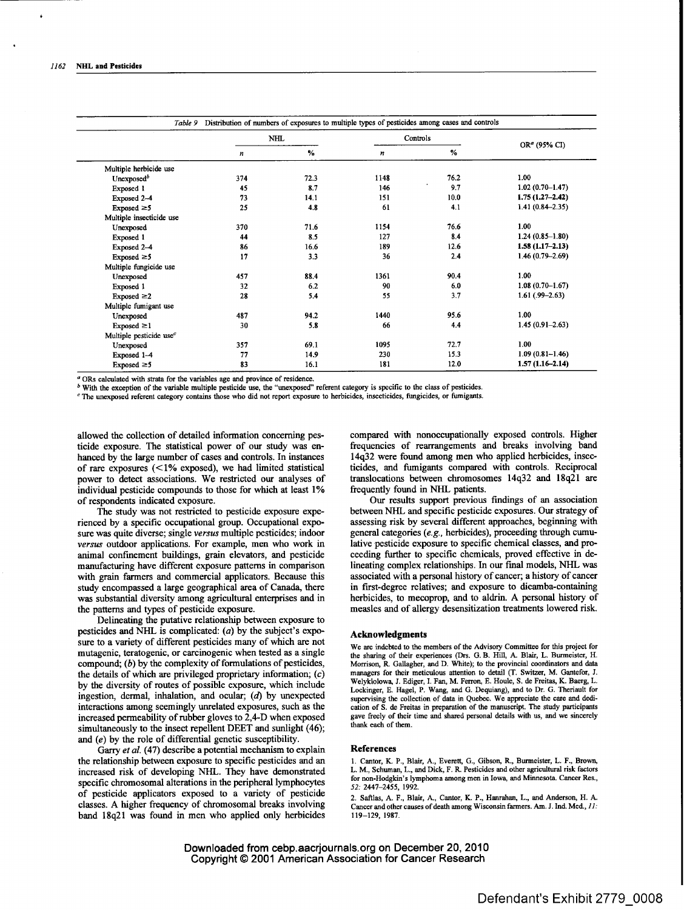*Table 9* Distribution of numbers of exposures to multiple types of pesticides among cases and controls

| | NHL | | Controls | | OR[a] (95% CI) |
|---|---|---|---|---|---|
| | *n* | % | *n* | % | |
| Multiple herbicide use | | | | | |
| Unexposed[b] | 374 | 72.3 | 1148 | 76.2 | 1.00 |
| Exposed 1 | 45 | 8.7 | 146 | 9.7 | 1.02 (0.70–1.47) |
| Exposed 2–4 | 73 | 14.1 | 151 | 10.0 | **1.75 (1.27–2.42)** |
| Exposed ≥5 | 25 | 4.8 | 61 | 4.1 | 1.41 (0.84–2.35) |
| Multiple insecticide use | | | | | |
| Unexposed | 370 | 71.6 | 1154 | 76.6 | 1.00 |
| Exposed 1 | 44 | 8.5 | 127 | 8.4 | 1.24 (0.85–1.80) |
| Exposed 2–4 | 86 | 16.6 | 189 | 12.6 | **1.58 (1.17–2.13)** |
| Exposed ≥5 | 17 | 3.3 | 36 | 2.4 | 1.46 (0.79–2.69) |
| Multiple fungicide use | | | | | |
| Unexposed | 457 | 88.4 | 1361 | 90.4 | 1.00 |
| Exposed 1 | 32 | 6.2 | 90 | 6.0 | 1.08 (0.70–1.67) |
| Exposed ≥2 | 28 | 5.4 | 55 | 3.7 | 1.61 (.99–2.63) |
| Multiple fumigant use | | | | | |
| Unexposed | 487 | 94.2 | 1440 | 95.6 | 1.00 |
| Exposed ≥1 | 30 | 5.8 | 66 | 4.4 | 1.45 (0.91–2.63) |
| Multiple pesticide use[c] | | | | | |
| Unexposed | 357 | 69.1 | 1095 | 72.7 | 1.00 |
| Exposed 1–4 | 77 | 14.9 | 230 | 15.3 | 1.09 (0.81–1.46) |
| Exposed ≥5 | 83 | 16.1 | 181 | 12.0 | **1.57 (1.16–2.14)** |

[a] ORs calculated with strata for the variables age and province of residence.
[b] With the exception of the variable multiple pesticide use, the "unexposed" referent category is specific to the class of pesticides.
[c] The unexposed referent category contains those who did not report exposure to herbicides, insecticides, fungicides, or fumigants.

allowed the collection of detailed information concerning pesticide exposure. The statistical power of our study was enhanced by the large number of cases and controls. In instances of rare exposures (<1% exposed), we had limited statistical power to detect associations. We restricted our analyses of individual pesticide compounds to those for which at least 1% of respondents indicated exposure.

The study was not restricted to pesticide exposure experienced by a specific occupational group. Occupational exposure was quite diverse; single *versus* multiple pesticides; indoor *versus* outdoor applications. For example, men who work in animal confinement buildings, grain elevators, and pesticide manufacturing have different exposure patterns in comparison with grain farmers and commercial applicators. Because this study encompassed a large geographical area of Canada, there was substantial diversity among agricultural enterprises and in the patterns and types of pesticide exposure.

Delineating the putative relationship between exposure to pesticides and NHL is complicated: (*a*) by the subject's exposure to a variety of different pesticides many of which are not mutagenic, teratogenic, or carcinogenic when tested as a single compound; (*b*) by the complexity of formulations of pesticides, the details of which are privileged proprietary information; (*c*) by the diversity of routes of possible exposure, which include ingestion, dermal, inhalation, and ocular; (*d*) by unexpected interactions among seemingly unrelated exposures, such as the increased permeability of rubber gloves to 2,4-D when exposed simultaneously to the insect repellent DEET and sunlight (46); and (*e*) by the role of differential genetic susceptibility.

Garry *et al.* (47) describe a potential mechanism to explain the relationship between exposure to specific pesticides and an increased risk of developing NHL. They have demonstrated specific chromosomal alterations in the peripheral lymphocytes of pesticide applicators exposed to a variety of pesticide classes. A higher frequency of chromosomal breaks involving band 18q21 was found in men who applied only herbicides compared with nonoccupationally exposed controls. Higher frequencies of rearrangements and breaks involving band 14q32 were found among men who applied herbicides, insecticides, and fumigants compared with controls. Reciprocal translocations between chromosomes 14q32 and 18q21 are frequently found in NHL patients.

Our results support previous findings of an association between NHL and specific pesticide exposures. Our strategy of assessing risk by several different approaches, beginning with general categories (*e.g.*, herbicides), proceeding through cumulative pesticide exposure to specific chemical classes, and proceeding further to specific chemicals, proved effective in delineating complex relationships. In our final models, NHL was associated with a personal history of cancer; a history of cancer in first-degree relatives; and exposure to dicamba-containing herbicides, to mecoprop, and to aldrin. A personal history of measles and of allergy desensitization treatments lowered risk.

## Acknowledgments

We are indebted to the members of the Advisory Committee for this project for the sharing of their experiences (Drs. G. B. Hill, A. Blair, L. Burmeister, H. Morrison, R. Gallagher, and D. White); to the provincial coordinators and data managers for their meticulous attention to detail (T. Switzer, M. Gantefor, J. Welykolowa, J. Ediger, I. Fan, M. Ferron, E. Houle, S. de Freitas, K. Baerg, L. Lockinger, E. Hagel, P. Wang, and G. Dequiang), and to Dr. G. Theriault for supervising the collection of data in Quebec. We appreciate the care and dedication of S. de Freitas in preparation of the manuscript. The study participants gave freely of their time and shared personal details with us, and we sincerely thank each of them.

## References

1. Cantor, K. P., Blair, A., Everett, G., Gibson, R., Burmeister, L. F., Brown, L. M., Schuman, L., and Dick, F. R. Pesticides and other agricultural risk factors for non-Hodgkin's lymphoma among men in Iowa, and Minnesota. Cancer Res., *52:* 2447–2455, 1992.

2. Saftlas, A. F., Blair, A., Cantor, K. P., Hanrahan, L., and Anderson, H. A. Cancer and other causes of death among Wisconsin farmers. Am. J. Ind. Med., *11:* 119–129, 1987.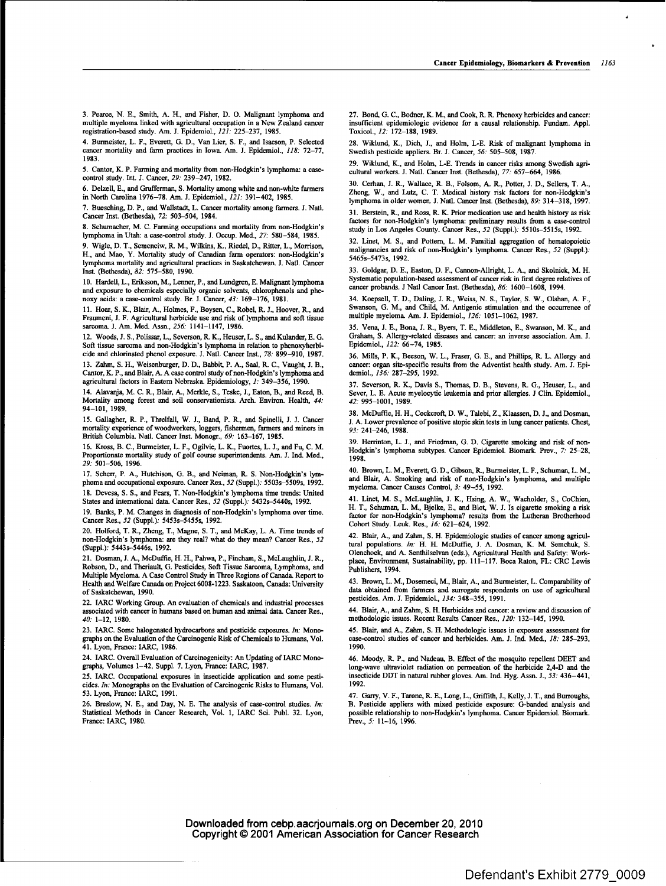3. Pearce, N. E., Smith, A. H., and Fisher, D. O. Malignant lymphoma and multiple myeloma linked with agricultural occupation in a New Zealand cancer registration-based study. Am. J. Epidemiol., *121:* 225–237, 1985.

4. Burmeister, L. F., Everett, G. D., Van Lier, S. F., and Isacson, P. Selected cancer mortality and farm practices in Iowa. Am. J. Epidemiol., *118:* 72–77, 1983.

5. Cantor, K. P. Farming and mortality from non-Hodgkin's lymphoma: a case-control study. Int. J. Cancer, *29:* 239–247, 1982.

6. Delzell, E., and Grufferman, S. Mortality among white and non-white farmers in North Carolina 1976–78. Am. J. Epidemiol., *121:* 391–402, 1985.

7. Buesching, D. P., and Wallstadt, L. Cancer mortality among farmers. J. Natl. Cancer Inst. (Bethesda), *72:* 503–504, 1984.

8. Schumacher, M. C. Farming occupations and mortality from non-Hodgkin's lymphoma in Utah: a case-control study. J. Occup. Med., *27:* 580–584, 1985.

9. Wigle, D. T., Semenciw, R. M., Wilkins, K., Riedel, D., Ritter, L., Morrison, H., and Mao, Y. Mortality study of Canadian farm operators: non-Hodgkin's lymphoma mortality and agricultural practices in Saskatchewan. J. Natl. Cancer Inst. (Bethesda), *82:* 575–580, 1990.

10. Hardell, L., Eriksson, M., Lenner, P., and Lundgren, E. Malignant lymphoma and exposure to chemicals especially organic solvents, chlorophenols and phenoxy acids: a case-control study. Br. J. Cancer, *43:* 169–176, 1981.

11. Hoar, S. K., Blair, A., Holmes, F., Boysen, C., Robel, R. J., Hoover, R., and Fraumeni, J. F. Agricultural herbicide use and risk of lymphoma and soft tissue sarcoma. J. Am. Med. Assn., *256:* 1141–1147, 1986.

12. Woods, J. S., Polissar, L., Severson, R. K., Heuser, L. S., and Kulander, E. G. Soft tissue sarcoma and non-Hodgkin's lymphoma in relation to phenoxyherbicide and chlorinated phenol exposure. J. Natl. Cancer Inst., *78:* 899–910, 1987.

13. Zahm, S. H., Weisenburger, D. D., Babbit, P. A., Saal, R. C., Vaught, J. B., Cantor, K. P., and Blair, A. A case control study of non-Hodgkin's lymphoma and agricultural factors in Eastern Nebraska. Epidemiology, *1:* 349–356, 1990.

14. Alavanja, M. C. R., Blair, A., Merkle, S., Teske, J., Eaton, B., and Reed, B. Mortality among forest and soil conservationists. Arch. Environ. Health, *44:* 94–101, 1989.

15. Gallagher, R. P., Threlfall, W. J., Band, P. R., and Spinelli, J. J. Cancer mortality experience of woodworkers, loggers, fishermen, farmers and miners in British Columbia. Natl. Cancer Inst. Monogr., *69:* 163–167, 1985.

16. Kross, B. C., Burmeister, L. F., Ogilvie, L. K., Fuortes, L. J., and Fu, C. M. Proportionate mortality study of golf course superintendents. Am. J. Ind. Med., *29:* 501–506, 1996.

17. Scherr, P. A., Hutchison, G. B., and Neiman, R. S. Non-Hodgkin's lymphoma and occupational exposure. Cancer Res., *52* (Suppl.): 5503s–5509s, 1992.

18. Devesa, S. S., and Fears, T. Non-Hodgkin's lymphoma time trends: United States and international data. Cancer Res., *52* (Suppl.): 5432s–5440s, 1992.

19. Banks, P. M. Changes in diagnosis of non-Hodgkin's lymphoma over time. Cancer Res., *52* (Suppl.): 5453s–5455s, 1992.

20. Holford, T. R., Zheng, T., Magne, S. T., and McKay, L. A. Time trends of non-Hodgkin's lymphoma: are they real? what do they mean? Cancer Res., *52* (Suppl.): 5443s–5446s, 1992.

21. Dosman, J. A., McDuffie, H. H., Pahwa, P., Fincham, S., McLaughlin, J. R., Robson, D., and Theriault, G. Pesticides, Soft Tissue Sarcoma, Lymphoma, and Multiple Myeloma. A Case Control Study in Three Regions of Canada. Report to Health and Welfare Canada on Project 6008-1223. Saskatoon, Canada: University of Saskatchewan, 1990.

22. IARC Working Group. An evaluation of chemicals and industrial processes associated with cancer in humans based on human and animal data. Cancer Res., *40:* 1–12, 1980.

23. IARC. Some halogenated hydrocarbons and pesticide exposures. *In:* Monographs on the Evaluation of the Carcinogenic Risk of Chemicals to Humans, Vol. 41. Lyon, France: IARC, 1986.

24. IARC. Overall Evaluation of Carcinogenicity: An Updating of IARC Monographs, Volumes 1–42, Suppl. 7. Lyon, France: IARC, 1987.

25. IARC. Occupational exposures in insecticide application and some pesticides. *In:* Monographs on the Evaluation of Carcinogenic Risks to Humans, Vol. 53. Lyon, France: IARC, 1991.

26. Breslow, N. E., and Day, N. E. The analysis of case-control studies. *In:* Statistical Methods in Cancer Research, Vol. 1, IARC Sci. Publ. 32. Lyon, France: IARC, 1980.

27. Bond, G. C., Bodner, K. M., and Cook, R. R. Phenoxy herbicides and cancer: insufficient epidemiologic evidence for a causal relationship. Fundam. Appl. Toxicol., *12:* 172–188, 1989.

28. Wiklund, K., Dich, J., and Holm, L-E. Risk of malignant lymphoma in Swedish pesticide appliers. Br. J. Cancer, *56:* 505–508, 1987.

29. Wiklund, K., and Holm, L-E. Trends in cancer risks among Swedish agricultural workers. J. Natl. Cancer Inst. (Bethesda), *77:* 657–664, 1986.

30. Cerhan, J. R., Wallace, R. B., Folsom, A. R., Potter, J. D., Sellers, T. A., Zheng, W., and Lutz, C. T. Medical history risk factors for non-Hodgkin's lymphoma in older women. J. Natl. Cancer Inst. (Bethesda), *89:* 314–318, 1997.

31. Berstein, R., and Ross, R. K. Prior medication use and health history as risk factors for non-Hodgkin's lymphoma: preliminary results from a case-control study in Los Angeles County. Cancer Res., *52* (Suppl.): 5510s–5515s, 1992.

32. Linet, M. S., and Pottern, L. M. Familial aggregation of hematopoietic malignancies and risk of non-Hodgkin's lymphoma. Cancer Res., *52* (Suppl.): 5465s–5473s, 1992.

33. Goldgar, D. E., Easton, D. F., Cannon-Allright, L. A., and Skolnick, M. H. Systematic population-based assessment of cancer risk in first degree relatives of cancer probands. J Natl Cancer Inst. (Bethesda), *86:* 1600–1608, 1994.

34. Koepsell, T. D., Daling, J. R., Weiss, N. S., Taylor, S. W., Olshan, A. F., Swanson, G. M., and Child, M. Antigenic stimulation and the occurrence of multiple myeloma. Am. J. Epidemiol., *126:* 1051–1062, 1987.

35. Vena, J. E., Bona, J. R., Byers, T. E., Middleton, E., Swanson, M. K., and Graham, S. Allergy-related diseases and cancer: an inverse association. Am. J. Epidemiol., *122:* 66–74, 1985.

36. Mills, P. K., Beeson, W. L., Fraser, G. E., and Phillips, R. L. Allergy and cancer: organ site-specific results from the Adventist health study. Am. J. Epidemiol., *136:* 287–295, 1992.

37. Severson, R. K., Davis S., Thomas, D. B., Stevens, R. G., Heuser, L., and Sever, L. E. Acute myelocytic leukemia and prior allergies. J Clin. Epidemiol., *42:* 995–1001, 1989.

38. McDuffie, H. H., Cockcroft, D. W., Talebi, Z., Klaassen, D. J., and Dosman, J. A. Lower prevalence of positive atopic skin tests in lung cancer patients. Chest, *93:* 241–246, 1988.

39. Herrinton, L. J., and Friedman, G. D. Cigarette smoking and risk of non-Hodgkin's lymphoma subtypes. Cancer Epidemiol. Biomark. Prev., *7:* 25–28, 1998.

40. Brown, L. M., Everett, G. D., Gibson, R., Burmeister, L. F., Schuman, L. M., and Blair, A. Smoking and risk of non-Hodgkin's lymphoma, and multiple myeloma. Cancer Causes Control, *3:* 49–55, 1992.

41. Linet, M. S., McLaughlin, J. K., Hsing, A. W., Wacholder, S., CoChien, H. T., Schuman, L. M., Bjelke, E., and Blot, W. J. Is cigarette smoking a risk factor for non-Hodgkin's lymphoma? results from the Lutheran Brotherhood Cohort Study. Leuk. Res., *16:* 621–624, 1992.

42. Blair, A., and Zahm, S. H. Epidemiologic studies of cancer among agricultural populations. *In:* H. H. McDuffie, J. A. Dosman, K. M. Semchuk, S. Olenchock, and A. Senthilselvan (eds.), Agricultural Health and Safety: Workplace, Environment, Sustainability, pp. 111–117. Boca Raton, FL: CRC Lewis Publishers, 1994.

43. Brown, L. M., Dosemeci, M., Blair, A., and Burmeister, L. Comparability of data obtained from farmers and surrogate respondents on use of agricultural pesticides. Am. J. Epidemiol., *134:* 348–355, 1991.

44. Blair, A., and Zahm, S. H. Herbicides and cancer: a review and discussion of methodologic issues. Recent Results Cancer Res., *120:* 132–145, 1990.

45. Blair, and A., Zahm, S. H. Methodologic issues in exposure assessment for case-control studies of cancer and herbicides. Am. J. Ind. Med., *18:* 285–293, 1990.

46. Moody, R. P., and Nadeau, B. Effect of the mosquito repellent DEET and long-wave ultraviolet radiation on permeation of the herbicide 2,4-D and the insecticide DDT in natural rubber gloves. Am. Ind. Hyg. Assn. J., *53:* 436–441, 1992.

47. Garry, V. F., Tarone, R. E., Long, L., Griffith, J., Kelly, J. T., and Burroughs, B. Pesticide appliers with mixed pesticide exposure: G-banded analysis and possible relationship to non-Hodgkin's lymphoma. Cancer Epidemiol. Biomark. Prev., *5:* 11–16, 1996.

Downloaded from cebp.aacrjournals.org on December 20, 2010
Copyright © 2001 American Association for Cancer Research

Defendant's Exhibit 2779_0009